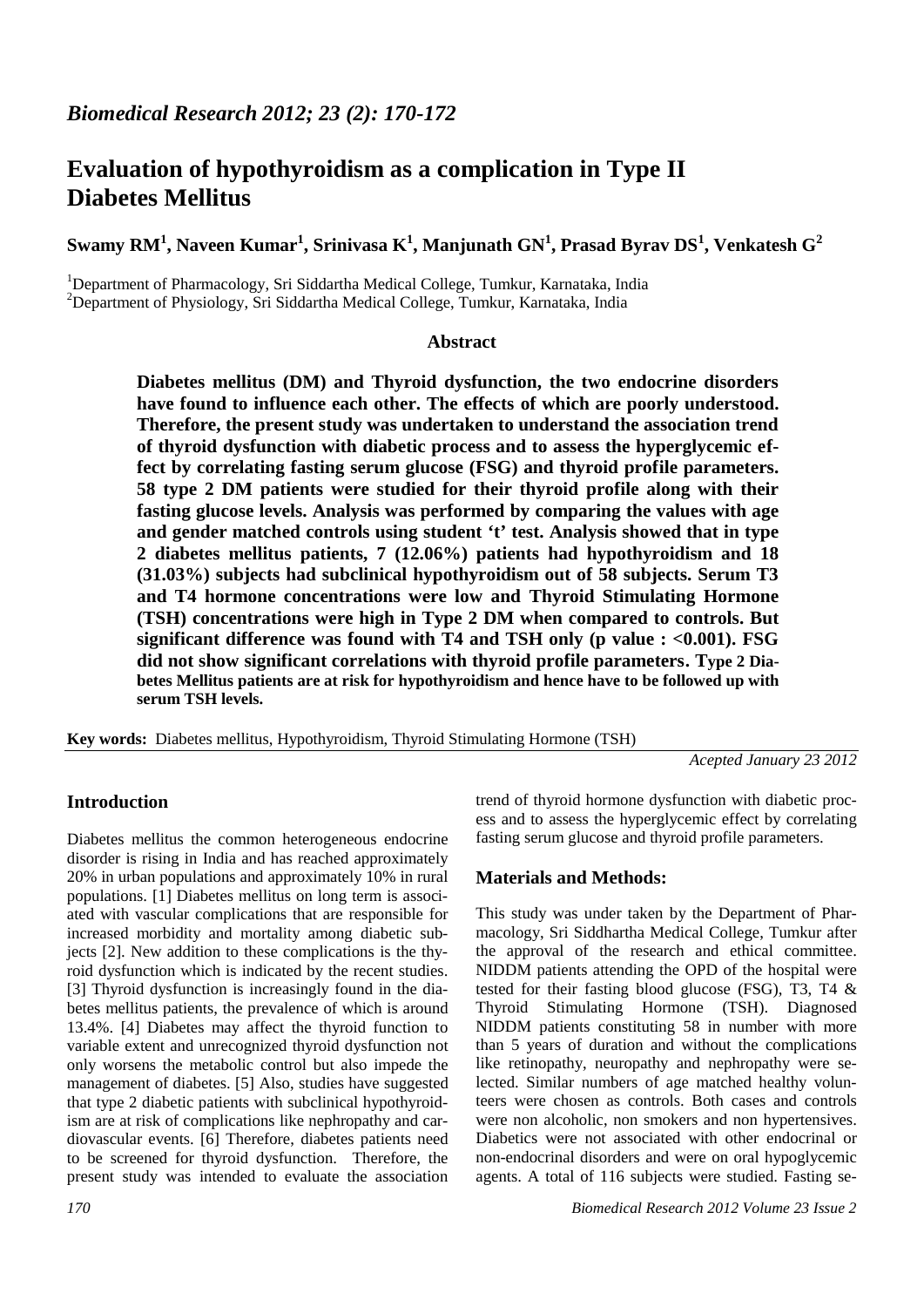*Biomedical Research 2012; 23 (2): 170-172*

# Evaluation of hypothyroidism as a complication in Type II Diabetes Mellitus

**Swamy RM[1], Naveen Kumar[1], Srinivasa K[1], Manjunath GN[1], Prasad Byrav DS[1], Venkatesh G[2]**

[1]Department of Pharmacology, Sri Siddartha Medical College, Tumkur, Karnataka, India
[2]Department of Physiology, Sri Siddartha Medical College, Tumkur, Karnataka, India

### Abstract

**Diabetes mellitus (DM) and Thyroid dysfunction, the two endocrine disorders have found to influence each other. The effects of which are poorly understood. Therefore, the present study was undertaken to understand the association trend of thyroid dysfunction with diabetic process and to assess the hyperglycemic effect by correlating fasting serum glucose (FSG) and thyroid profile parameters. 58 type 2 DM patients were studied for their thyroid profile along with their fasting glucose levels. Analysis was performed by comparing the values with age and gender matched controls using student 't' test. Analysis showed that in type 2 diabetes mellitus patients, 7 (12.06%) patients had hypothyroidism and 18 (31.03%) subjects had subclinical hypothyroidism out of 58 subjects. Serum T3 and T4 hormone concentrations were low and Thyroid Stimulating Hormone (TSH) concentrations were high in Type 2 DM when compared to controls. But significant difference was found with T4 and TSH only (p value : <0.001). FSG did not show significant correlations with thyroid profile parameters. Type 2 Diabetes Mellitus patients are at risk for hypothyroidism and hence have to be followed up with serum TSH levels.**

**Key words:** Diabetes mellitus, Hypothyroidism, Thyroid Stimulating Hormone (TSH)

*Acepted January 23 2012*

## Introduction

Diabetes mellitus the common heterogeneous endocrine disorder is rising in India and has reached approximately 20% in urban populations and approximately 10% in rural populations. [1] Diabetes mellitus on long term is associated with vascular complications that are responsible for increased morbidity and mortality among diabetic subjects [2]. New addition to these complications is the thyroid dysfunction which is indicated by the recent studies. [3] Thyroid dysfunction is increasingly found in the diabetes mellitus patients, the prevalence of which is around 13.4%. [4] Diabetes may affect the thyroid function to variable extent and unrecognized thyroid dysfunction not only worsens the metabolic control but also impede the management of diabetes. [5] Also, studies have suggested that type 2 diabetic patients with subclinical hypothyroidism are at risk of complications like nephropathy and cardiovascular events. [6] Therefore, diabetes patients need to be screened for thyroid dysfunction. Therefore, the present study was intended to evaluate the association trend of thyroid hormone dysfunction with diabetic process and to assess the hyperglycemic effect by correlating fasting serum glucose and thyroid profile parameters.

## Materials and Methods:

This study was under taken by the Department of Pharmacology, Sri Siddhartha Medical College, Tumkur after the approval of the research and ethical committee. NIDDM patients attending the OPD of the hospital were tested for their fasting blood glucose (FSG), T3, T4 & Thyroid Stimulating Hormone (TSH). Diagnosed NIDDM patients constituting 58 in number with more than 5 years of duration and without the complications like retinopathy, neuropathy and nephropathy were selected. Similar numbers of age matched healthy volunteers were chosen as controls. Both cases and controls were non alcoholic, non smokers and non hypertensives. Diabetics were not associated with other endocrinal or non-endocrinal disorders and were on oral hypoglycemic agents. A total of 116 subjects were studied. Fasting se-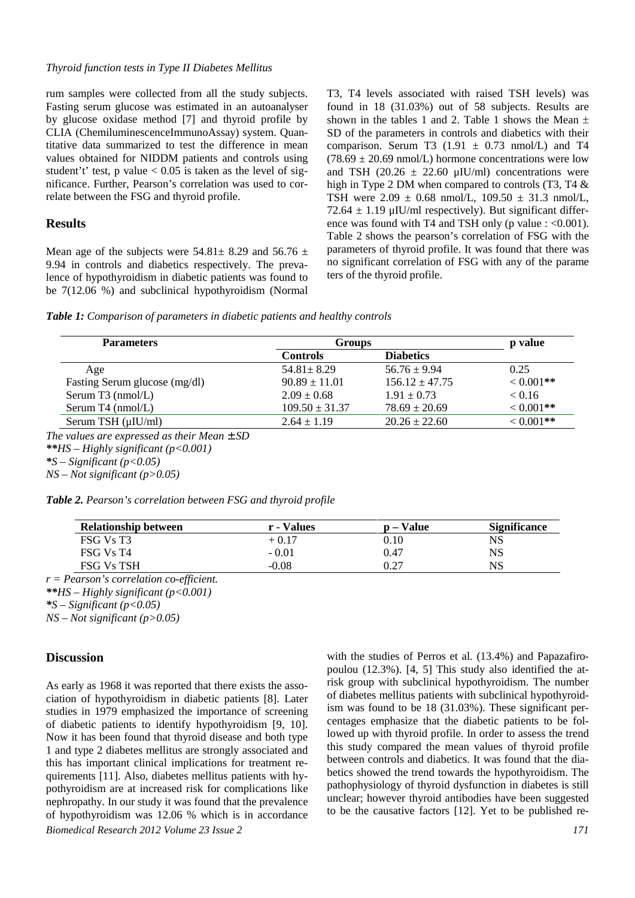rum samples were collected from all the study subjects. Fasting serum glucose was estimated in an autoanalyser by glucose oxidase method [7] and thyroid profile by CLIA (ChemiluminescenceImmunoAssay) system. Quantitative data summarized to test the difference in mean values obtained for NIDDM patients and controls using student't' test, p value $< 0.05$ is taken as the level of significance. Further, Pearson's correlation was used to correlate between the FSG and thyroid profile.

## Results

Mean age of the subjects were $54.81 \pm 8.29$ and $56.76 \pm 9.94$ in controls and diabetics respectively. The prevalence of hypothyroidism in diabetic patients was found to be 7(12.06 %) and subclinical hypothyroidism (Normal T3, T4 levels associated with raised TSH levels) was found in 18 (31.03%) out of 58 subjects. Results are shown in the tables 1 and 2. Table 1 shows the Mean ± SD of the parameters in controls and diabetics with their comparison. Serum T3 ($1.91 \pm 0.73$ nmol/L) and T4 ($78.69 \pm 20.69$ nmol/L) hormone concentrations were low and TSH ($20.26 \pm 22.60$ µIU/ml) concentrations were high in Type 2 DM when compared to controls (T3, T4 & TSH were $2.09 \pm 0.68$ nmol/L, $109.50 \pm 31.3$ nmol/L, $72.64 \pm 1.19$ µIU/ml respectively). But significant difference was found with T4 and TSH only (p value : <0.001). Table 2 shows the pearson's correlation of FSG with the parameters of thyroid profile. It was found that there was no significant correlation of FSG with any of the parameters of the thyroid profile.

***Table 1:*** *Comparison of parameters in diabetic patients and healthy controls*

| Parameters | Groups | | p value |
|---|---|---|---|
| | Controls | Diabetics | |
| Age | $54.81 \pm 8.29$ | $56.76 \pm 9.94$ | 0.25 |
| Fasting Serum glucose (mg/dl) | $90.89 \pm 11.01$ | $156.12 \pm 47.75$ | < 0.001** |
| Serum T3 (nmol/L) | $2.09 \pm 0.68$ | $1.91 \pm 0.73$ | < 0.16 |
| Serum T4 (nmol/L) | $109.50 \pm 31.37$ | $78.69 \pm 20.69$ | < 0.001** |
| Serum TSH (µIU/ml) | $2.64 \pm 1.19$ | $20.26 \pm 22.60$ | < 0.001** |

*The values are expressed as their Mean ± SD*

*\*\*HS – Highly significant (p<0.001)*

*\*S – Significant (p<0.05)*

*NS – Not significant (p>0.05)*

***Table 2.*** *Pearson's correlation between FSG and thyroid profile*

| Relationship between | r - Values | p – Value | Significance |
|---|---|---|---|
| FSG Vs T3 | + 0.17 | 0.10 | NS |
| FSG Vs T4 | - 0.01 | 0.47 | NS |
| FSG Vs TSH | -0.08 | 0.27 | NS |

*r = Pearson's correlation co-efficient.*

*\*\*HS – Highly significant (p<0.001)*

*\*S – Significant (p<0.05)*

*NS – Not significant (p>0.05)*

## Discussion

As early as 1968 it was reported that there exists the association of hypothyroidism in diabetic patients [8]. Later studies in 1979 emphasized the importance of screening of diabetic patients to identify hypothyroidism [9, 10]. Now it has been found that thyroid disease and both type 1 and type 2 diabetes mellitus are strongly associated and this has important clinical implications for treatment requirements [11]. Also, diabetes mellitus patients with hypothyroidism are at increased risk for complications like nephropathy. In our study it was found that the prevalence of hypothyroidism was 12.06 % which is in accordance with the studies of Perros et al. (13.4%) and Papazafiropoulou (12.3%). [4, 5] This study also identified the at-risk group with subclinical hypothyroidism. The number of diabetes mellitus patients with subclinical hypothyroidism was found to be 18 (31.03%). These significant percentages emphasize that the diabetic patients to be followed up with thyroid profile. In order to assess the trend this study compared the mean values of thyroid profile between controls and diabetics. It was found that the diabetics showed the trend towards the hypothyroidism. The pathophysiology of thyroid dysfunction in diabetes is still unclear; however thyroid antibodies have been suggested to be the causative factors [12]. Yet to be published re-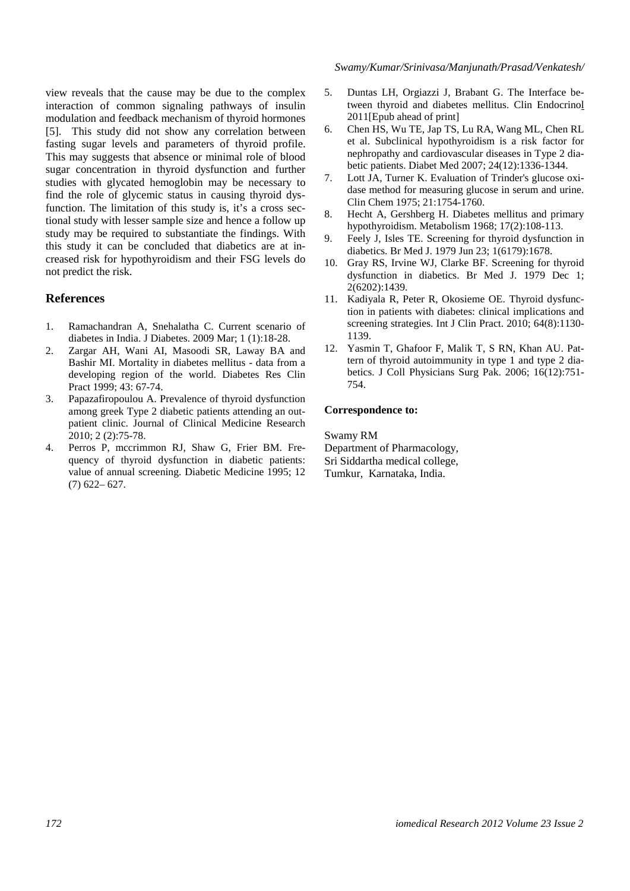view reveals that the cause may be due to the complex interaction of common signaling pathways of insulin modulation and feedback mechanism of thyroid hormones [5]. This study did not show any correlation between fasting sugar levels and parameters of thyroid profile. This may suggests that absence or minimal role of blood sugar concentration in thyroid dysfunction and further studies with glycated hemoglobin may be necessary to find the role of glycemic status in causing thyroid dysfunction. The limitation of this study is, it's a cross sectional study with lesser sample size and hence a follow up study may be required to substantiate the findings. With this study it can be concluded that diabetics are at increased risk for hypothyroidism and their FSG levels do not predict the risk.

## References

1. Ramachandran A, Snehalatha C. Current scenario of diabetes in India. J Diabetes. 2009 Mar; 1 (1):18-28.
2. Zargar AH, Wani AI, Masoodi SR, Laway BA and Bashir MI. Mortality in diabetes mellitus - data from a developing region of the world. Diabetes Res Clin Pract 1999; 43: 67-74.
3. Papazafiropoulou A. Prevalence of thyroid dysfunction among greek Type 2 diabetic patients attending an outpatient clinic. Journal of Clinical Medicine Research 2010; 2 (2):75-78.
4. Perros P, mccrimmon RJ, Shaw G, Frier BM. Frequency of thyroid dysfunction in diabetic patients: value of annual screening. Diabetic Medicine 1995; 12 (7) 622– 627.
5. Duntas LH, Orgiazzi J, Brabant G. The Interface between thyroid and diabetes mellitus. Clin Endocrinol 2011[Epub ahead of print]
6. Chen HS, Wu TE, Jap TS, Lu RA, Wang ML, Chen RL et al. Subclinical hypothyroidism is a risk factor for nephropathy and cardiovascular diseases in Type 2 diabetic patients. Diabet Med 2007; 24(12):1336-1344.
7. Lott JA, Turner K. Evaluation of Trinder's glucose oxidase method for measuring glucose in serum and urine. Clin Chem 1975; 21:1754-1760.
8. Hecht A, Gershberg H. Diabetes mellitus and primary hypothyroidism. Metabolism 1968; 17(2):108-113.
9. Feely J, Isles TE. Screening for thyroid dysfunction in diabetics. Br Med J. 1979 Jun 23; 1(6179):1678.
10. Gray RS, Irvine WJ, Clarke BF. Screening for thyroid dysfunction in diabetics. Br Med J. 1979 Dec 1; 2(6202):1439.
11. Kadiyala R, Peter R, Okosieme OE. Thyroid dysfunction in patients with diabetes: clinical implications and screening strategies. Int J Clin Pract. 2010; 64(8):1130-1139.
12. Yasmin T, Ghafoor F, Malik T, S RN, Khan AU. Pattern of thyroid autoimmunity in type 1 and type 2 diabetics. J Coll Physicians Surg Pak. 2006; 16(12):751-754.

**Correspondence to:**

Swamy RM  
Department of Pharmacology,  
Sri Siddartha medical college,  
Tumkur, Karnataka, India.